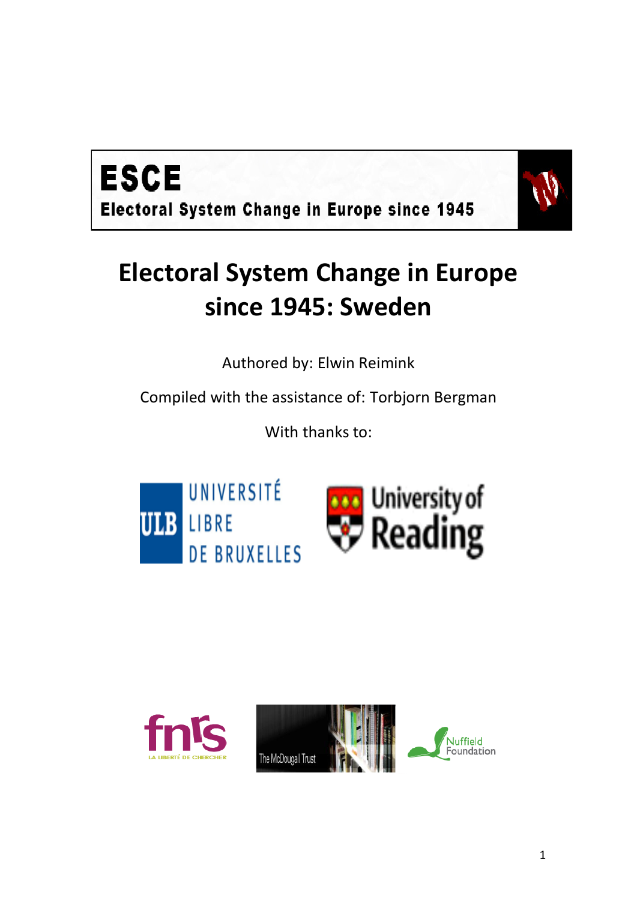**ESCE**

**Electoral System Change in Europe since 1945**

# Electoral System Change in Europe since 1945: Sweden

Authored by: Elwin Reimink

Compiled with the assistance of: Torbjorn Bergman

With thanks to: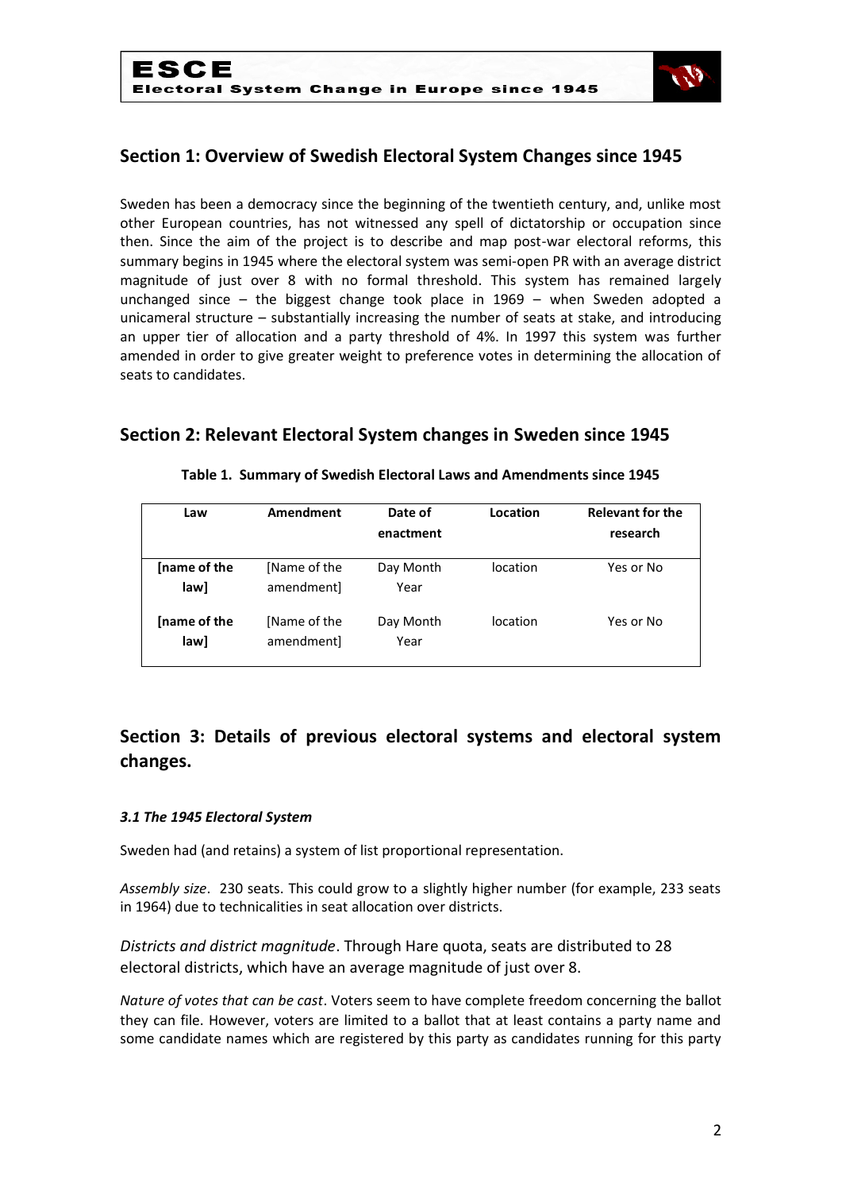## Section 1: Overview of Swedish Electoral System Changes since 1945

Sweden has been a democracy since the beginning of the twentieth century, and, unlike most other European countries, has not witnessed any spell of dictatorship or occupation since then. Since the aim of the project is to describe and map post-war electoral reforms, this summary begins in 1945 where the electoral system was semi-open PR with an average district magnitude of just over 8 with no formal threshold. This system has remained largely unchanged since – the biggest change took place in 1969 – when Sweden adopted a unicameral structure – substantially increasing the number of seats at stake, and introducing an upper tier of allocation and a party threshold of 4%. In 1997 this system was further amended in order to give greater weight to preference votes in determining the allocation of seats to candidates.

## Section 2: Relevant Electoral System changes in Sweden since 1945

**Table 1. Summary of Swedish Electoral Laws and Amendments since 1945**

| Law | Amendment | Date of enactment | Location | Relevant for the research |
|---|---|---|---|---|
| **[name of the law]** | [Name of the amendment] | Day Month Year | location | Yes or No |
| **[name of the law]** | [Name of the amendment] | Day Month Year | location | Yes or No |

## Section 3: Details of previous electoral systems and electoral system changes.

#### *3.1 The 1945 Electoral System*

Sweden had (and retains) a system of list proportional representation.

*Assembly size*. 230 seats. This could grow to a slightly higher number (for example, 233 seats in 1964) due to technicalities in seat allocation over districts.

*Districts and district magnitude*. Through Hare quota, seats are distributed to 28 electoral districts, which have an average magnitude of just over 8.

*Nature of votes that can be cast*. Voters seem to have complete freedom concerning the ballot they can file. However, voters are limited to a ballot that at least contains a party name and some candidate names which are registered by this party as candidates running for this party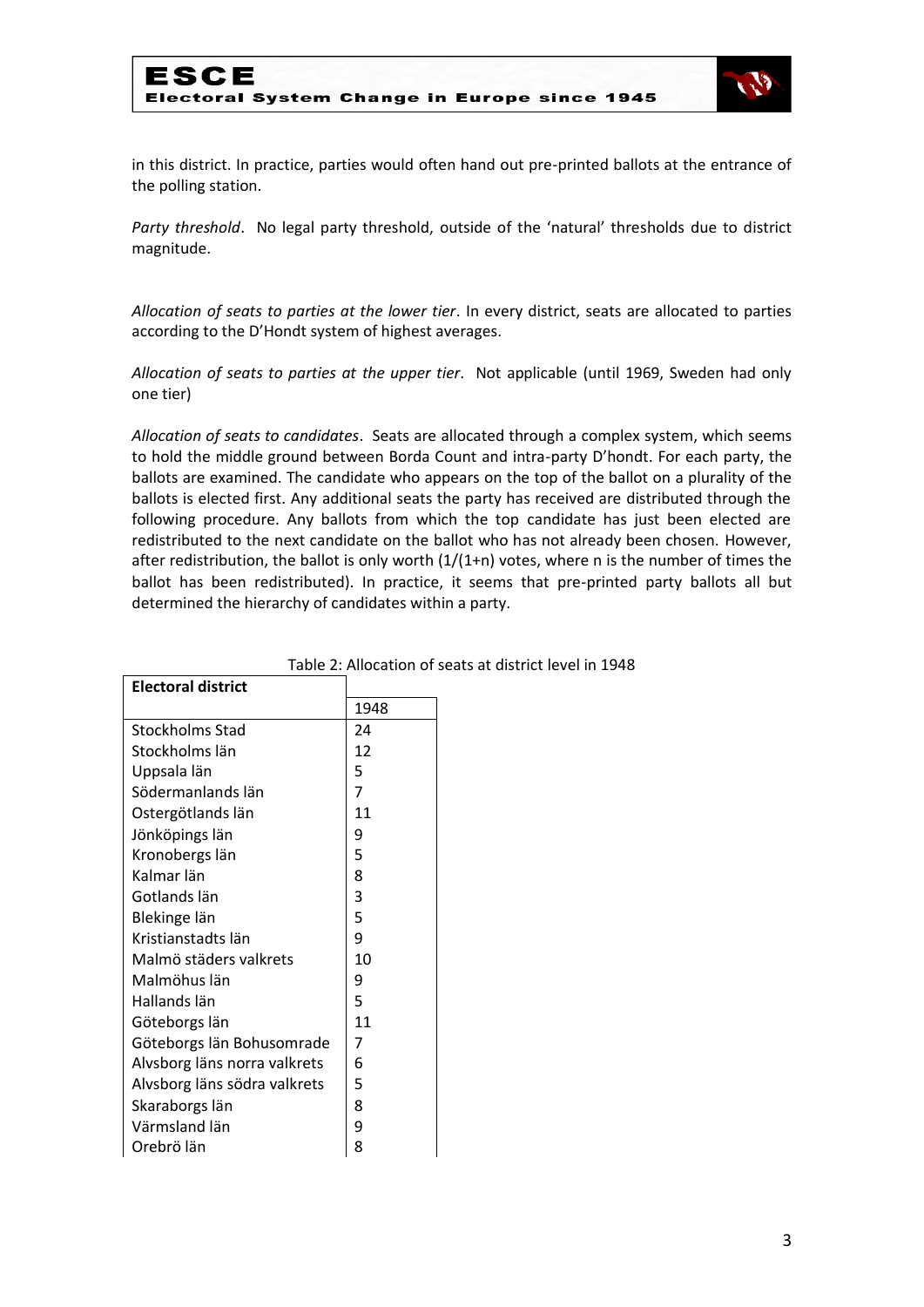in this district. In practice, parties would often hand out pre-printed ballots at the entrance of the polling station.

*Party threshold*. No legal party threshold, outside of the 'natural' thresholds due to district magnitude.

*Allocation of seats to parties at the lower tier*. In every district, seats are allocated to parties according to the D'Hondt system of highest averages.

*Allocation of seats to parties at the upper tier*. Not applicable (until 1969, Sweden had only one tier)

*Allocation of seats to candidates*. Seats are allocated through a complex system, which seems to hold the middle ground between Borda Count and intra-party D'hondt. For each party, the ballots are examined. The candidate who appears on the top of the ballot on a plurality of the ballots is elected first. Any additional seats the party has received are distributed through the following procedure. Any ballots from which the top candidate has just been elected are redistributed to the next candidate on the ballot who has not already been chosen. However, after redistribution, the ballot is only worth (1/(1+n) votes, where n is the number of times the ballot has been redistributed). In practice, it seems that pre-printed party ballots all but determined the hierarchy of candidates within a party.

Table 2: Allocation of seats at district level in 1948

| Electoral district | 1948 |
|---|---|
| Stockholms Stad | 24 |
| Stockholms län | 12 |
| Uppsala län | 5 |
| Södermanlands län | 7 |
| Ostergötlands län | 11 |
| Jönköpings län | 9 |
| Kronobergs län | 5 |
| Kalmar län | 8 |
| Gotlands län | 3 |
| Blekinge län | 5 |
| Kristianstadts län | 9 |
| Malmö städers valkrets | 10 |
| Malmöhus län | 9 |
| Hallands län | 5 |
| Göteborgs län | 11 |
| Göteborgs län Bohusomrade | 7 |
| Alvsborg läns norra valkrets | 6 |
| Alvsborg läns södra valkrets | 5 |
| Skaraborgs län | 8 |
| Värmsland län | 9 |
| Orebrö län | 8 |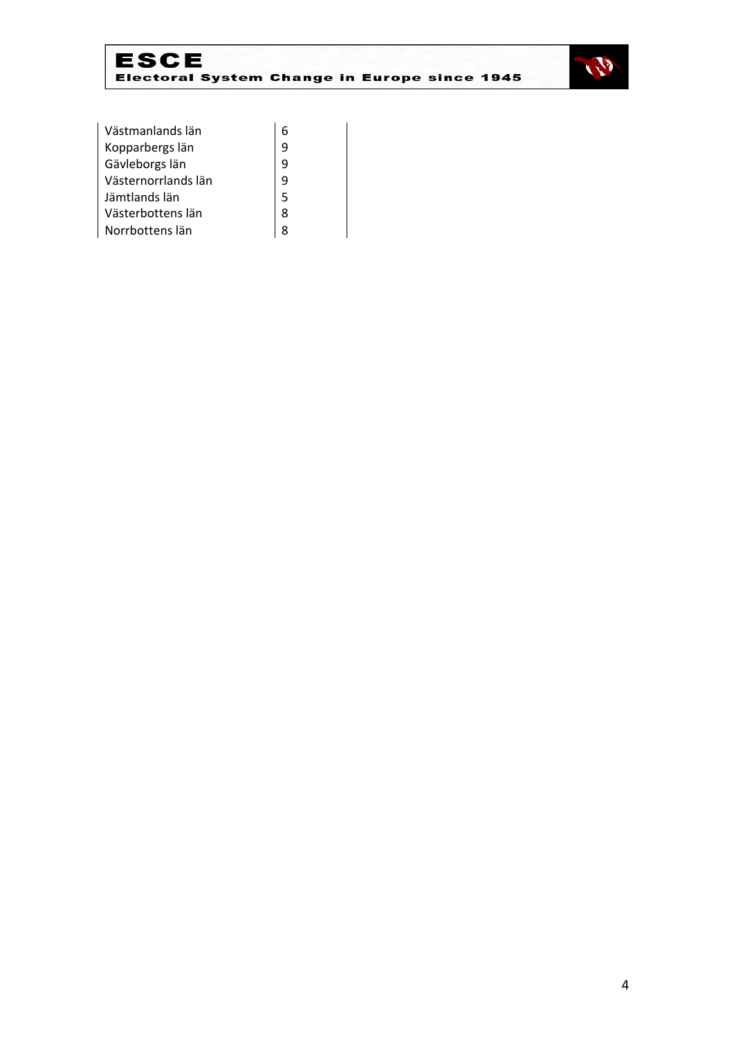| | | |
|---|---|---|
| Västmanlands län | 6 | |
| Kopparbergs län | 9 | |
| Gävleborgs län | 9 | |
| Västernorrlands län | 9 | |
| Jämtlands län | 5 | |
| Västerbottens län | 8 | |
| Norrbottens län | 8 | |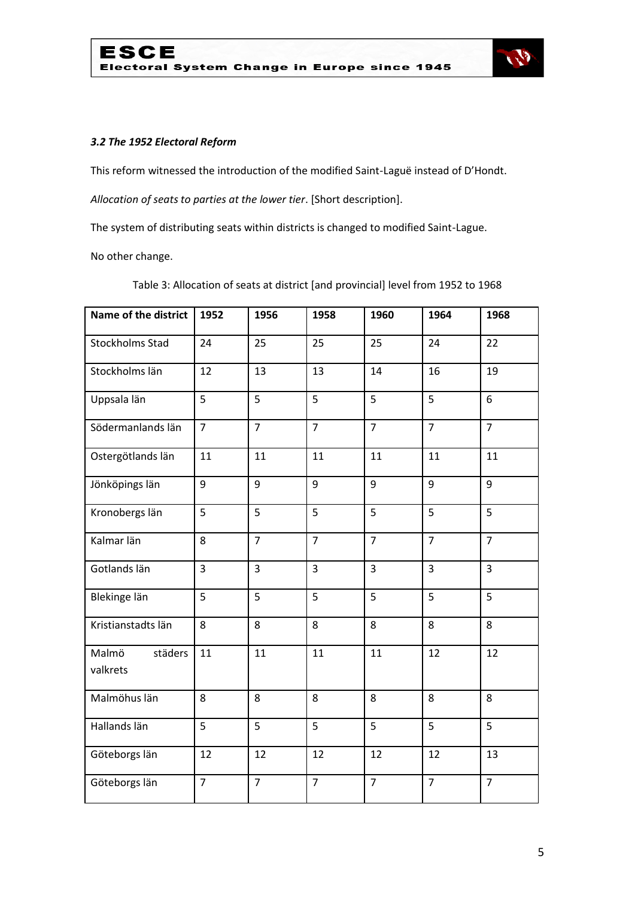### *3.2 The 1952 Electoral Reform*

This reform witnessed the introduction of the modified Saint-Laguë instead of D'Hondt.

*Allocation of seats to parties at the lower tier*. [Short description].

The system of distributing seats within districts is changed to modified Saint-Lague.

No other change.

Table 3: Allocation of seats at district [and provincial] level from 1952 to 1968

| Name of the district | 1952 | 1956 | 1958 | 1960 | 1964 | 1968 |
|---|---|---|---|---|---|---|
| Stockholms Stad | 24 | 25 | 25 | 25 | 24 | 22 |
| Stockholms län | 12 | 13 | 13 | 14 | 16 | 19 |
| Uppsala län | 5 | 5 | 5 | 5 | 5 | 6 |
| Södermanlands län | 7 | 7 | 7 | 7 | 7 | 7 |
| Ostergötlands län | 11 | 11 | 11 | 11 | 11 | 11 |
| Jönköpings län | 9 | 9 | 9 | 9 | 9 | 9 |
| Kronobergs län | 5 | 5 | 5 | 5 | 5 | 5 |
| Kalmar län | 8 | 7 | 7 | 7 | 7 | 7 |
| Gotlands län | 3 | 3 | 3 | 3 | 3 | 3 |
| Blekinge län | 5 | 5 | 5 | 5 | 5 | 5 |
| Kristianstadts län | 8 | 8 | 8 | 8 | 8 | 8 |
| Malmö städers valkrets | 11 | 11 | 11 | 11 | 12 | 12 |
| Malmöhus län | 8 | 8 | 8 | 8 | 8 | 8 |
| Hallands län | 5 | 5 | 5 | 5 | 5 | 5 |
| Göteborgs län | 12 | 12 | 12 | 12 | 12 | 13 |
| Göteborgs län | 7 | 7 | 7 | 7 | 7 | 7 |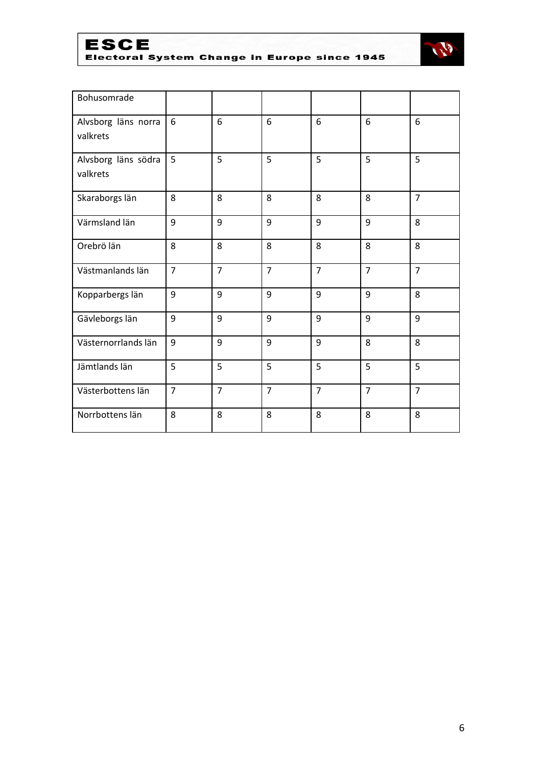| | | | | | | |
|---|---|---|---|---|---|---|
| Bohusomrade | | | | | | |
| Alvsborg läns norra valkrets | 6 | 6 | 6 | 6 | 6 | 6 |
| Alvsborg läns södra valkrets | 5 | 5 | 5 | 5 | 5 | 5 |
| Skaraborgs län | 8 | 8 | 8 | 8 | 8 | 7 |
| Värmsland län | 9 | 9 | 9 | 9 | 9 | 8 |
| Orebrö län | 8 | 8 | 8 | 8 | 8 | 8 |
| Västmanlands län | 7 | 7 | 7 | 7 | 7 | 7 |
| Kopparbergs län | 9 | 9 | 9 | 9 | 9 | 8 |
| Gävleborgs län | 9 | 9 | 9 | 9 | 9 | 9 |
| Västernorrlands län | 9 | 9 | 9 | 9 | 8 | 8 |
| Jämtlands län | 5 | 5 | 5 | 5 | 5 | 5 |
| Västerbottens län | 7 | 7 | 7 | 7 | 7 | 7 |
| Norrbottens län | 8 | 8 | 8 | 8 | 8 | 8 |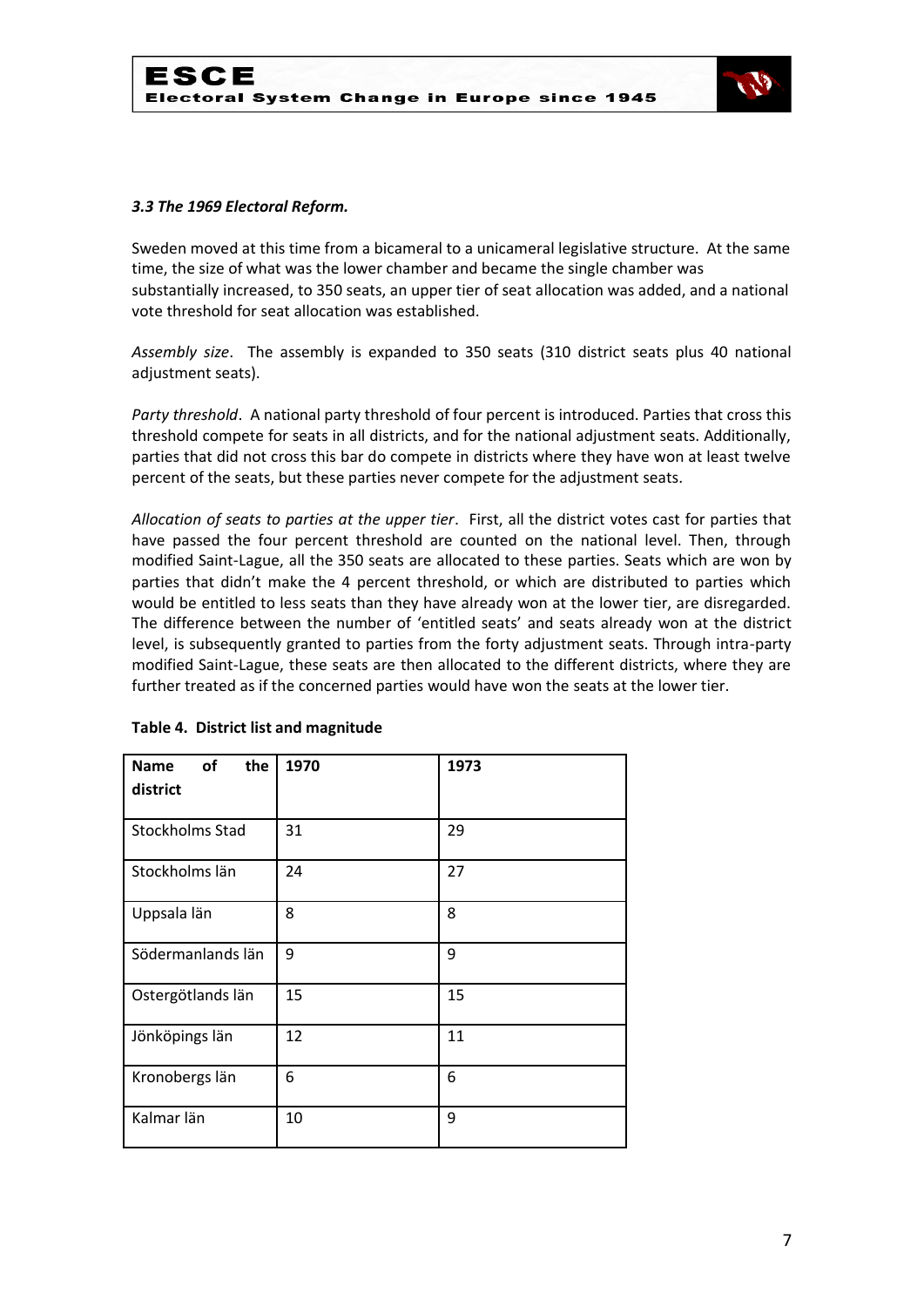### *3.3 The 1969 Electoral Reform.*

Sweden moved at this time from a bicameral to a unicameral legislative structure. At the same time, the size of what was the lower chamber and became the single chamber was substantially increased, to 350 seats, an upper tier of seat allocation was added, and a national vote threshold for seat allocation was established.

*Assembly size*. The assembly is expanded to 350 seats (310 district seats plus 40 national adjustment seats).

*Party threshold*. A national party threshold of four percent is introduced. Parties that cross this threshold compete for seats in all districts, and for the national adjustment seats. Additionally, parties that did not cross this bar do compete in districts where they have won at least twelve percent of the seats, but these parties never compete for the adjustment seats.

*Allocation of seats to parties at the upper tier*. First, all the district votes cast for parties that have passed the four percent threshold are counted on the national level. Then, through modified Saint-Lague, all the 350 seats are allocated to these parties. Seats which are won by parties that didn't make the 4 percent threshold, or which are distributed to parties which would be entitled to less seats than they have already won at the lower tier, are disregarded. The difference between the number of 'entitled seats' and seats already won at the district level, is subsequently granted to parties from the forty adjustment seats. Through intra-party modified Saint-Lague, these seats are then allocated to the different districts, where they are further treated as if the concerned parties would have won the seats at the lower tier.

**Table 4. District list and magnitude**

| Name of the district | 1970 | 1973 |
|---|---|---|
| Stockholms Stad | 31 | 29 |
| Stockholms län | 24 | 27 |
| Uppsala län | 8 | 8 |
| Södermanlands län | 9 | 9 |
| Ostergötlands län | 15 | 15 |
| Jönköpings län | 12 | 11 |
| Kronobergs län | 6 | 6 |
| Kalmar län | 10 | 9 |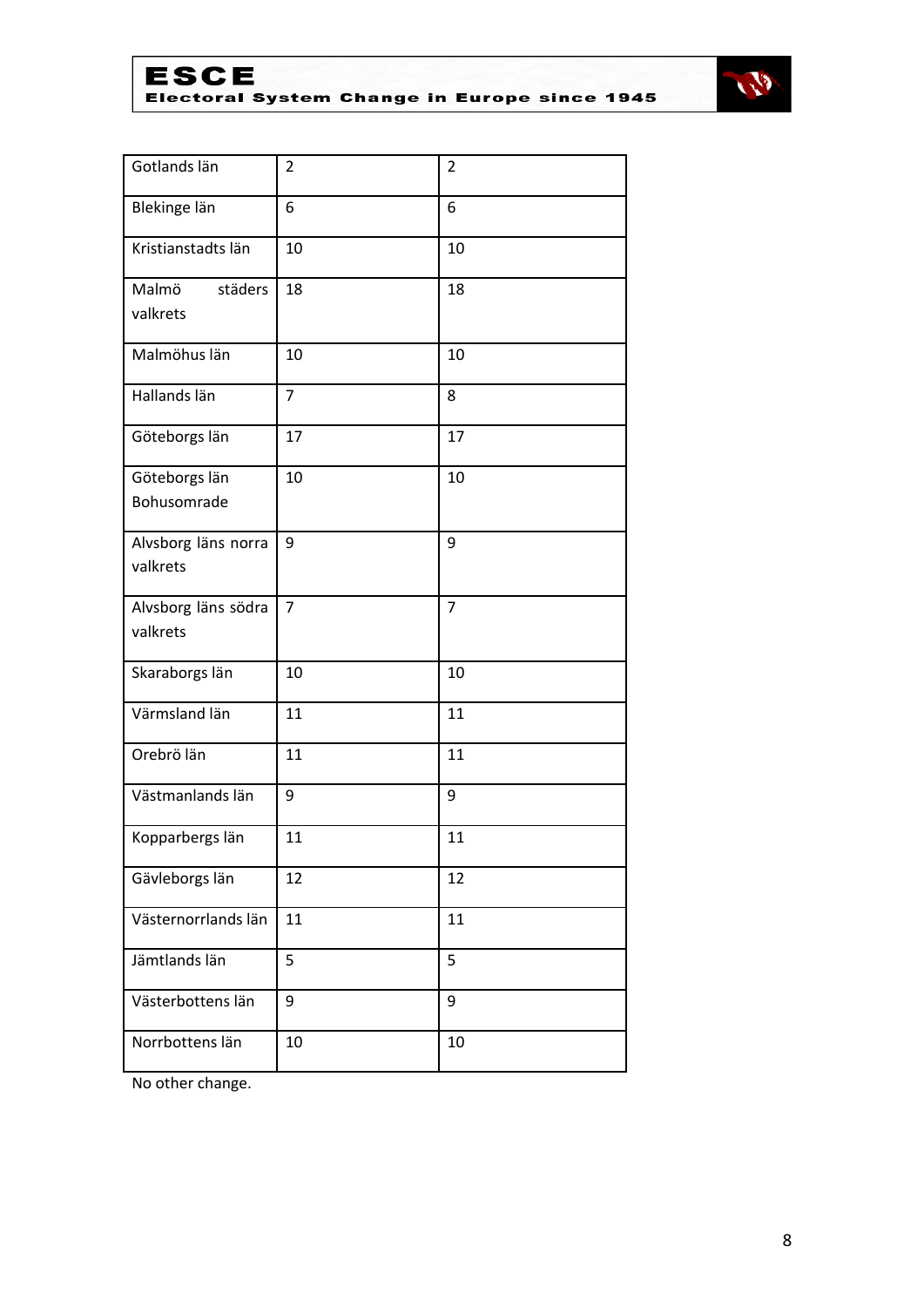| | | |
|---|---|---|
| Gotlands län | 2 | 2 |
| Blekinge län | 6 | 6 |
| Kristianstadts län | 10 | 10 |
| Malmö städers valkrets | 18 | 18 |
| Malmöhus län | 10 | 10 |
| Hallands län | 7 | 8 |
| Göteborgs län | 17 | 17 |
| Göteborgs län Bohusomrade | 10 | 10 |
| Alvsborg läns norra valkrets | 9 | 9 |
| Alvsborg läns södra valkrets | 7 | 7 |
| Skaraborgs län | 10 | 10 |
| Värmsland län | 11 | 11 |
| Orebrö län | 11 | 11 |
| Västmanlands län | 9 | 9 |
| Kopparbergs län | 11 | 11 |
| Gävleborgs län | 12 | 12 |
| Västernorrlands län | 11 | 11 |
| Jämtlands län | 5 | 5 |
| Västerbottens län | 9 | 9 |
| Norrbottens län | 10 | 10 |

No other change.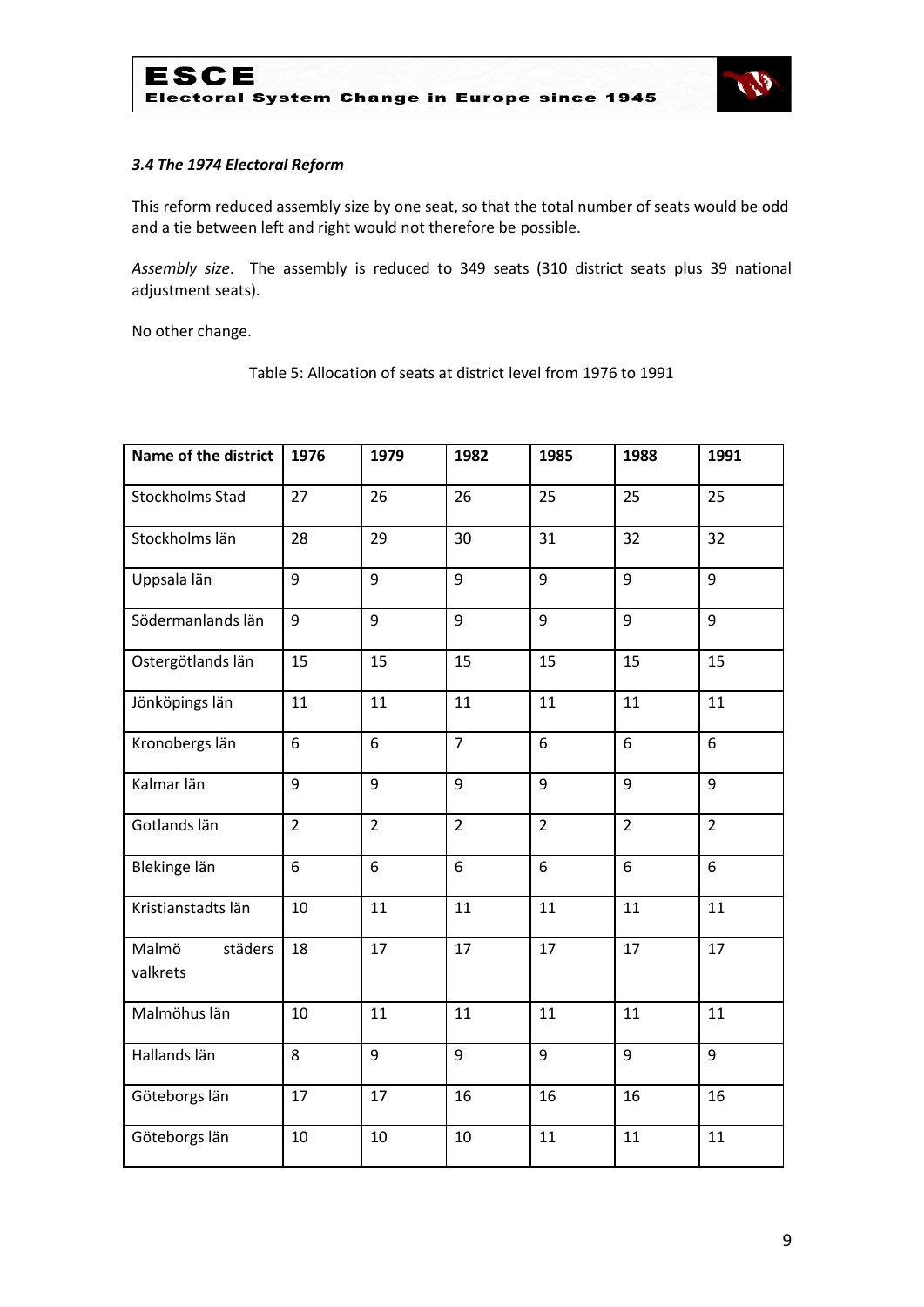### *3.4 The 1974 Electoral Reform*

This reform reduced assembly size by one seat, so that the total number of seats would be odd and a tie between left and right would not therefore be possible.

*Assembly size*. The assembly is reduced to 349 seats (310 district seats plus 39 national adjustment seats).

No other change.

Table 5: Allocation of seats at district level from 1976 to 1991

| Name of the district | 1976 | 1979 | 1982 | 1985 | 1988 | 1991 |
|---|---|---|---|---|---|---|
| Stockholms Stad | 27 | 26 | 26 | 25 | 25 | 25 |
| Stockholms län | 28 | 29 | 30 | 31 | 32 | 32 |
| Uppsala län | 9 | 9 | 9 | 9 | 9 | 9 |
| Södermanlands län | 9 | 9 | 9 | 9 | 9 | 9 |
| Ostergötlands län | 15 | 15 | 15 | 15 | 15 | 15 |
| Jönköpings län | 11 | 11 | 11 | 11 | 11 | 11 |
| Kronobergs län | 6 | 6 | 7 | 6 | 6 | 6 |
| Kalmar län | 9 | 9 | 9 | 9 | 9 | 9 |
| Gotlands län | 2 | 2 | 2 | 2 | 2 | 2 |
| Blekinge län | 6 | 6 | 6 | 6 | 6 | 6 |
| Kristianstadts län | 10 | 11 | 11 | 11 | 11 | 11 |
| Malmö städers valkrets | 18 | 17 | 17 | 17 | 17 | 17 |
| Malmöhus län | 10 | 11 | 11 | 11 | 11 | 11 |
| Hallands län | 8 | 9 | 9 | 9 | 9 | 9 |
| Göteborgs län | 17 | 17 | 16 | 16 | 16 | 16 |
| Göteborgs län | 10 | 10 | 10 | 11 | 11 | 11 |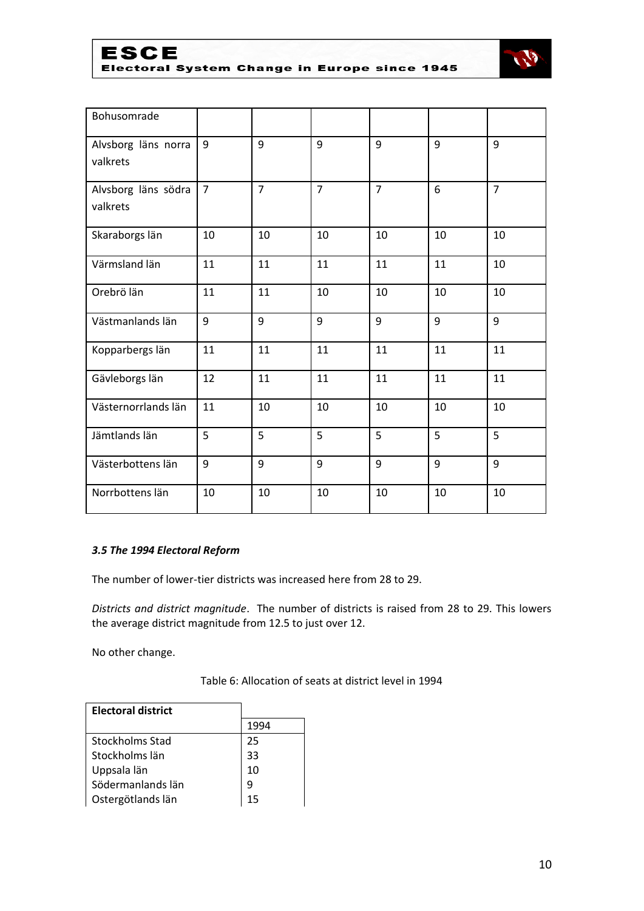| | | | | | | |
|---|---|---|---|---|---|---|
| Bohusomrade | | | | | | |
| Alvsborg läns norra valkrets | 9 | 9 | 9 | 9 | 9 | 9 |
| Alvsborg läns södra valkrets | 7 | 7 | 7 | 7 | 6 | 7 |
| Skaraborgs län | 10 | 10 | 10 | 10 | 10 | 10 |
| Värmsland län | 11 | 11 | 11 | 11 | 11 | 10 |
| Orebrö län | 11 | 11 | 10 | 10 | 10 | 10 |
| Västmanlands län | 9 | 9 | 9 | 9 | 9 | 9 |
| Kopparbergs län | 11 | 11 | 11 | 11 | 11 | 11 |
| Gävleborgs län | 12 | 11 | 11 | 11 | 11 | 11 |
| Västernorrlands län | 11 | 10 | 10 | 10 | 10 | 10 |
| Jämtlands län | 5 | 5 | 5 | 5 | 5 | 5 |
| Västerbottens län | 9 | 9 | 9 | 9 | 9 | 9 |
| Norrbottens län | 10 | 10 | 10 | 10 | 10 | 10 |

### *3.5 The 1994 Electoral Reform*

The number of lower-tier districts was increased here from 28 to 29.

*Districts and district magnitude*. The number of districts is raised from 28 to 29. This lowers the average district magnitude from 12.5 to just over 12.

No other change.

Table 6: Allocation of seats at district level in 1994

| **Electoral district** | 1994 |
|---|---|
| Stockholms Stad | 25 |
| Stockholms län | 33 |
| Uppsala län | 10 |
| Södermanlands län | 9 |
| Ostergötlands län | 15 |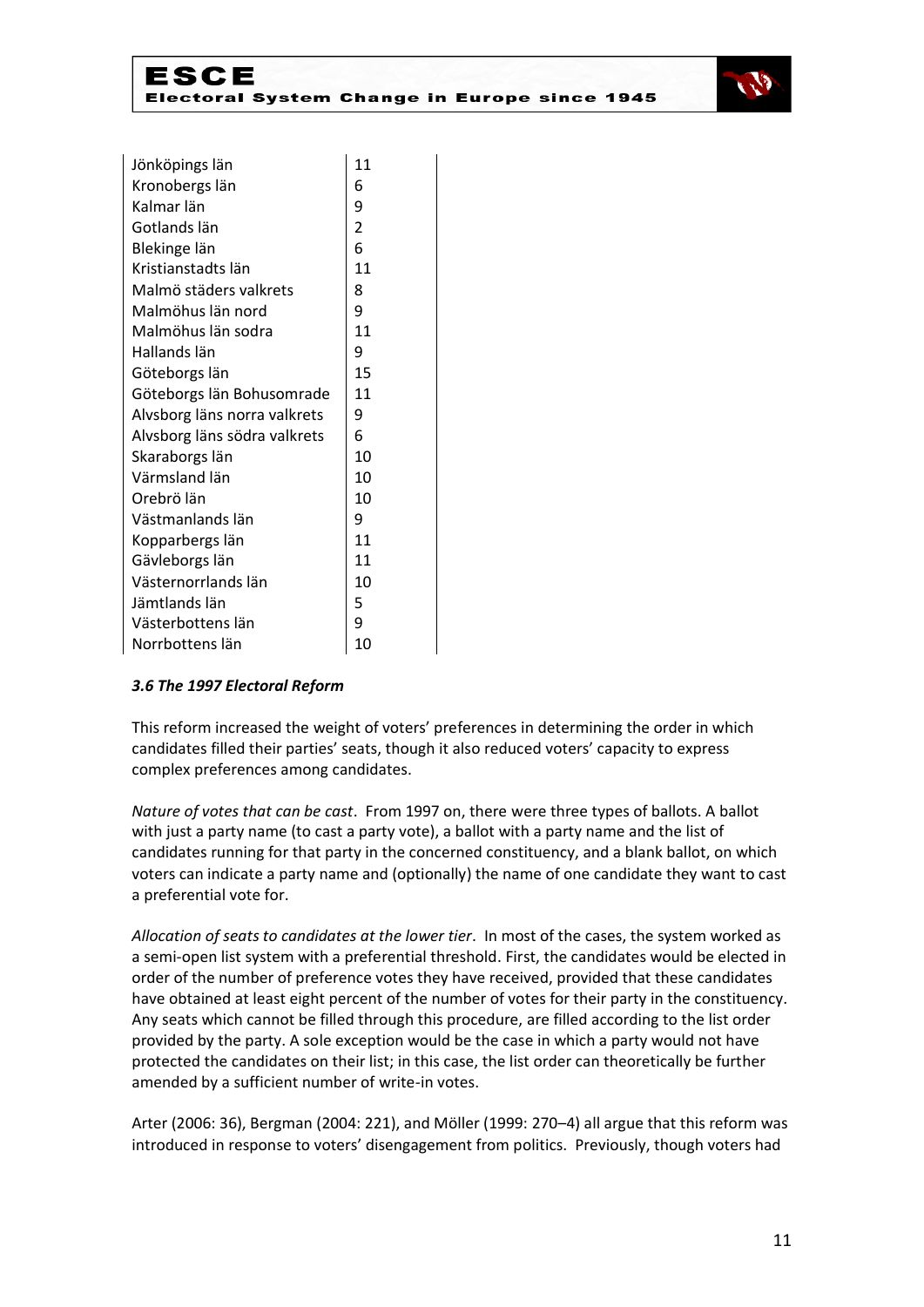| | |
|---|---|
| Jönköpings län | 11 |
| Kronobergs län | 6 |
| Kalmar län | 9 |
| Gotlands län | 2 |
| Blekinge län | 6 |
| Kristianstadts län | 11 |
| Malmö städers valkrets | 8 |
| Malmöhus län nord | 9 |
| Malmöhus län sodra | 11 |
| Hallands län | 9 |
| Göteborgs län | 15 |
| Göteborgs län Bohusomrade | 11 |
| Alvsborg läns norra valkrets | 9 |
| Alvsborg läns södra valkrets | 6 |
| Skaraborgs län | 10 |
| Värmsland län | 10 |
| Orebrö län | 10 |
| Västmanlands län | 9 |
| Kopparbergs län | 11 |
| Gävleborgs län | 11 |
| Västernorrlands län | 10 |
| Jämtlands län | 5 |
| Västerbottens län | 9 |
| Norrbottens län | 10 |

### *3.6 The 1997 Electoral Reform*

This reform increased the weight of voters' preferences in determining the order in which candidates filled their parties' seats, though it also reduced voters' capacity to express complex preferences among candidates.

*Nature of votes that can be cast*. From 1997 on, there were three types of ballots. A ballot with just a party name (to cast a party vote), a ballot with a party name and the list of candidates running for that party in the concerned constituency, and a blank ballot, on which voters can indicate a party name and (optionally) the name of one candidate they want to cast a preferential vote for.

*Allocation of seats to candidates at the lower tier*. In most of the cases, the system worked as a semi-open list system with a preferential threshold. First, the candidates would be elected in order of the number of preference votes they have received, provided that these candidates have obtained at least eight percent of the number of votes for their party in the constituency. Any seats which cannot be filled through this procedure, are filled according to the list order provided by the party. A sole exception would be the case in which a party would not have protected the candidates on their list; in this case, the list order can theoretically be further amended by a sufficient number of write-in votes.

Arter (2006: 36), Bergman (2004: 221), and Möller (1999: 270–4) all argue that this reform was introduced in response to voters' disengagement from politics. Previously, though voters had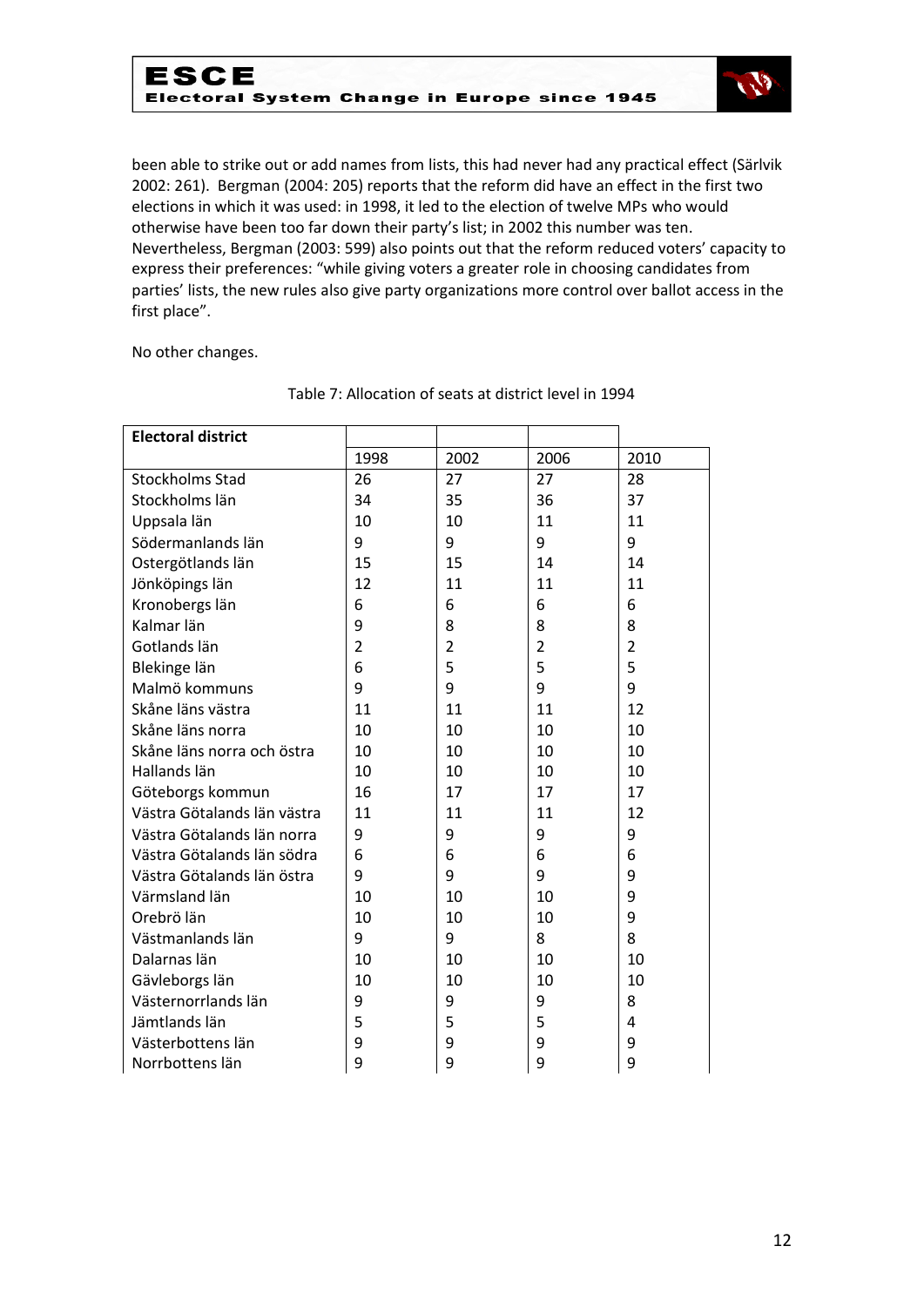been able to strike out or add names from lists, this had never had any practical effect (Särlvik 2002: 261). Bergman (2004: 205) reports that the reform did have an effect in the first two elections in which it was used: in 1998, it led to the election of twelve MPs who would otherwise have been too far down their party's list; in 2002 this number was ten. Nevertheless, Bergman (2003: 599) also points out that the reform reduced voters' capacity to express their preferences: "while giving voters a greater role in choosing candidates from parties' lists, the new rules also give party organizations more control over ballot access in the first place".

No other changes.

Table 7: Allocation of seats at district level in 1994

| Electoral district | 1998 | 2002 | 2006 | 2010 |
|---|---|---|---|---|
| Stockholms Stad | 26 | 27 | 27 | 28 |
| Stockholms län | 34 | 35 | 36 | 37 |
| Uppsala län | 10 | 10 | 11 | 11 |
| Södermanlands län | 9 | 9 | 9 | 9 |
| Ostergötlands län | 15 | 15 | 14 | 14 |
| Jönköpings län | 12 | 11 | 11 | 11 |
| Kronobergs län | 6 | 6 | 6 | 6 |
| Kalmar län | 9 | 8 | 8 | 8 |
| Gotlands län | 2 | 2 | 2 | 2 |
| Blekinge län | 6 | 5 | 5 | 5 |
| Malmö kommuns | 9 | 9 | 9 | 9 |
| Skåne läns västra | 11 | 11 | 11 | 12 |
| Skåne läns norra | 10 | 10 | 10 | 10 |
| Skåne läns norra och östra | 10 | 10 | 10 | 10 |
| Hallands län | 10 | 10 | 10 | 10 |
| Göteborgs kommun | 16 | 17 | 17 | 17 |
| Västra Götalands län västra | 11 | 11 | 11 | 12 |
| Västra Götalands län norra | 9 | 9 | 9 | 9 |
| Västra Götalands län södra | 6 | 6 | 6 | 6 |
| Västra Götalands län östra | 9 | 9 | 9 | 9 |
| Värmsland län | 10 | 10 | 10 | 9 |
| Orebrö län | 10 | 10 | 10 | 9 |
| Västmanlands län | 9 | 9 | 8 | 8 |
| Dalarnas län | 10 | 10 | 10 | 10 |
| Gävleborgs län | 10 | 10 | 10 | 10 |
| Västernorrlands län | 9 | 9 | 9 | 8 |
| Jämtlands län | 5 | 5 | 5 | 4 |
| Västerbottens län | 9 | 9 | 9 | 9 |
| Norrbottens län | 9 | 9 | 9 | 9 |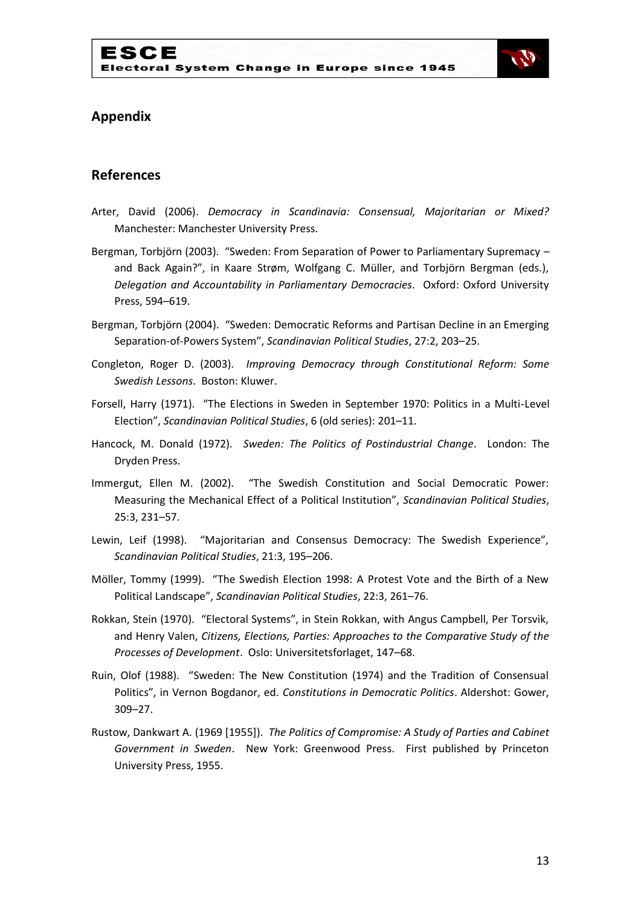## Appendix

## References

Arter, David (2006). *Democracy in Scandinavia: Consensual, Majoritarian or Mixed?* Manchester: Manchester University Press.

Bergman, Torbjörn (2003). "Sweden: From Separation of Power to Parliamentary Supremacy – and Back Again?", in Kaare Strøm, Wolfgang C. Müller, and Torbjörn Bergman (eds.), *Delegation and Accountability in Parliamentary Democracies*. Oxford: Oxford University Press, 594–619.

Bergman, Torbjörn (2004). "Sweden: Democratic Reforms and Partisan Decline in an Emerging Separation-of-Powers System", *Scandinavian Political Studies*, 27:2, 203–25.

Congleton, Roger D. (2003). *Improving Democracy through Constitutional Reform: Some Swedish Lessons*. Boston: Kluwer.

Forsell, Harry (1971). "The Elections in Sweden in September 1970: Politics in a Multi-Level Election", *Scandinavian Political Studies*, 6 (old series): 201–11.

Hancock, M. Donald (1972). *Sweden: The Politics of Postindustrial Change*. London: The Dryden Press.

Immergut, Ellen M. (2002). "The Swedish Constitution and Social Democratic Power: Measuring the Mechanical Effect of a Political Institution", *Scandinavian Political Studies*, 25:3, 231–57.

Lewin, Leif (1998). "Majoritarian and Consensus Democracy: The Swedish Experience", *Scandinavian Political Studies*, 21:3, 195–206.

Möller, Tommy (1999). "The Swedish Election 1998: A Protest Vote and the Birth of a New Political Landscape", *Scandinavian Political Studies*, 22:3, 261–76.

Rokkan, Stein (1970). "Electoral Systems", in Stein Rokkan, with Angus Campbell, Per Torsvik, and Henry Valen, *Citizens, Elections, Parties: Approaches to the Comparative Study of the Processes of Development*. Oslo: Universitetsforlaget, 147–68.

Ruin, Olof (1988). "Sweden: The New Constitution (1974) and the Tradition of Consensual Politics", in Vernon Bogdanor, ed. *Constitutions in Democratic Politics*. Aldershot: Gower, 309–27.

Rustow, Dankwart A. (1969 [1955]). *The Politics of Compromise: A Study of Parties and Cabinet Government in Sweden*. New York: Greenwood Press. First published by Princeton University Press, 1955.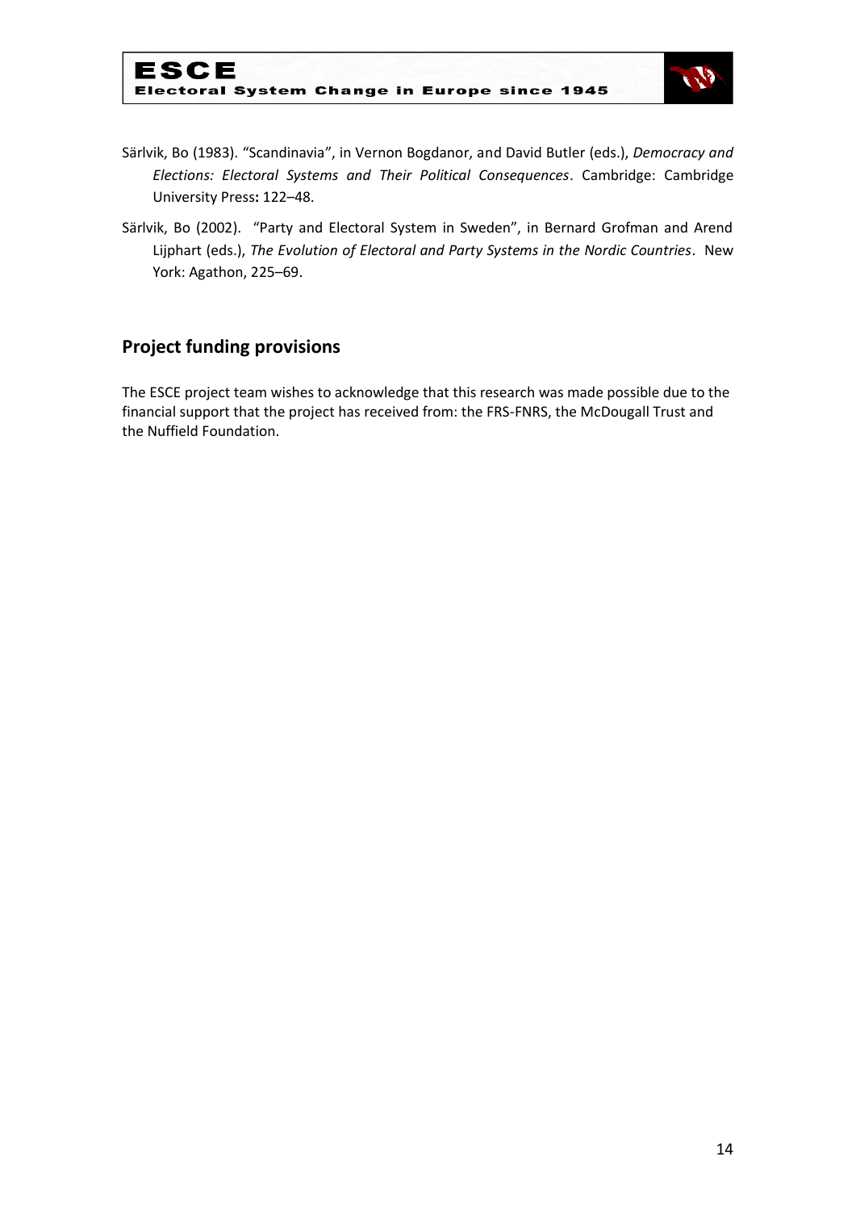Särlvik, Bo (1983). "Scandinavia", in Vernon Bogdanor, and David Butler (eds.), *Democracy and Elections: Electoral Systems and Their Political Consequences*. Cambridge: Cambridge University Press**:** 122–48.

Särlvik, Bo (2002). "Party and Electoral System in Sweden", in Bernard Grofman and Arend Lijphart (eds.), *The Evolution of Electoral and Party Systems in the Nordic Countries*. New York: Agathon, 225–69.

## Project funding provisions

The ESCE project team wishes to acknowledge that this research was made possible due to the financial support that the project has received from: the FRS-FNRS, the McDougall Trust and the Nuffield Foundation.